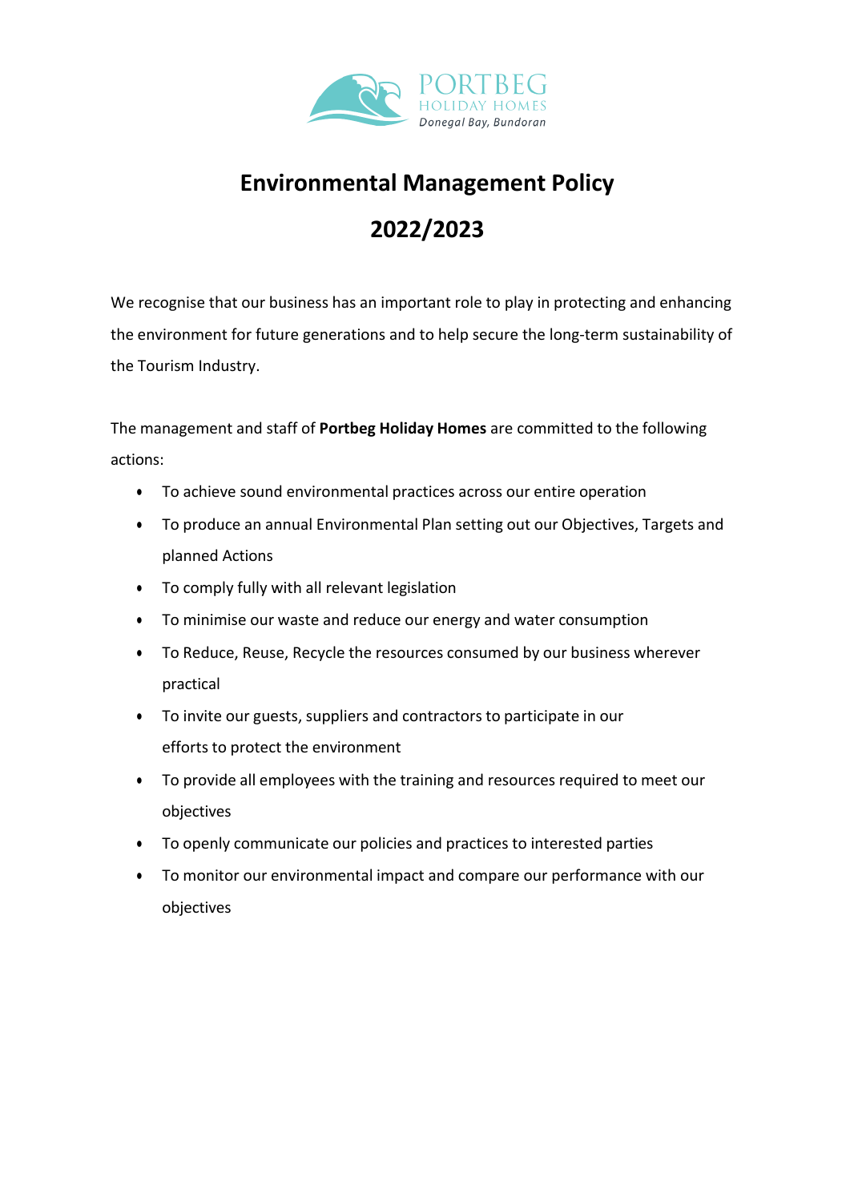PORTBEG
HOLIDAY HOMES
*Donegal Bay, Bundoran*

# Environmental Management Policy

# 2022/2023

We recognise that our business has an important role to play in protecting and enhancing the environment for future generations and to help secure the long-term sustainability of the Tourism Industry.

The management and staff of **Portbeg Holiday Homes** are committed to the following actions:

- To achieve sound environmental practices across our entire operation
- To produce an annual Environmental Plan setting out our Objectives, Targets and planned Actions
- To comply fully with all relevant legislation
- To minimise our waste and reduce our energy and water consumption
- To Reduce, Reuse, Recycle the resources consumed by our business wherever practical
- To invite our guests, suppliers and contractors to participate in our efforts to protect the environment
- To provide all employees with the training and resources required to meet our objectives
- To openly communicate our policies and practices to interested parties
- To monitor our environmental impact and compare our performance with our objectives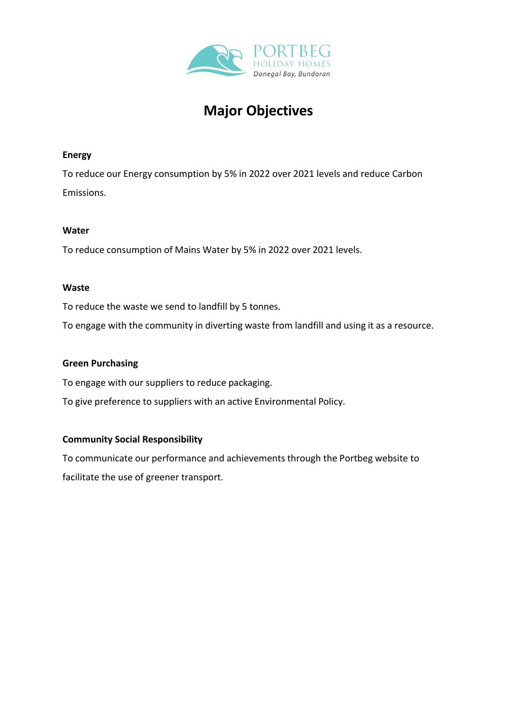PORTBEG
HOLIDAY HOMES
*Donegal Bay, Bundoran*

# Major Objectives

**Energy**

To reduce our Energy consumption by 5% in 2022 over 2021 levels and reduce Carbon Emissions.

**Water**

To reduce consumption of Mains Water by 5% in 2022 over 2021 levels.

**Waste**

To reduce the waste we send to landfill by 5 tonnes.

To engage with the community in diverting waste from landfill and using it as a resource.

**Green Purchasing**

To engage with our suppliers to reduce packaging.

To give preference to suppliers with an active Environmental Policy.

**Community Social Responsibility**

To communicate our performance and achievements through the Portbeg website to facilitate the use of greener transport.